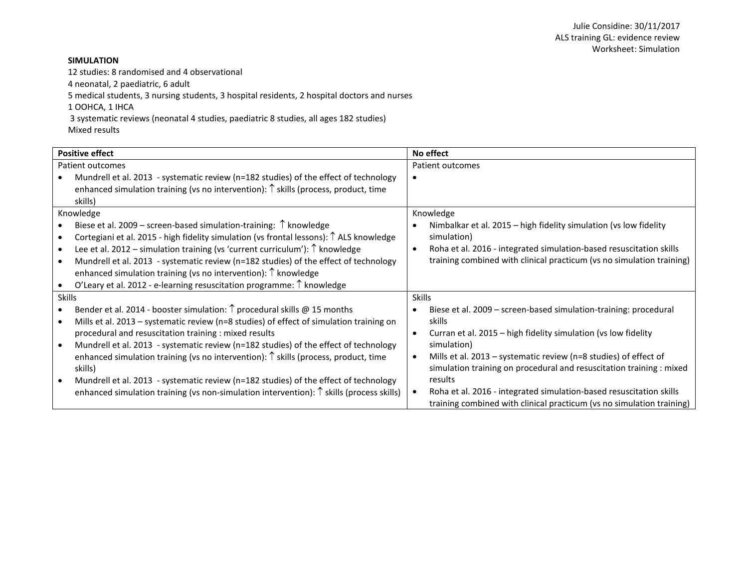Julie Considine: 30/11/2017
ALS training GL: evidence review
Worksheet: Simulation

**SIMULATION**

12 studies: 8 randomised and 4 observational
4 neonatal, 2 paediatric, 6 adult
5 medical students, 3 nursing students, 3 hospital residents, 2 hospital doctors and nurses
1 OOHCA, 1 IHCA
3 systematic reviews (neonatal 4 studies, paediatric 8 studies, all ages 182 studies)
Mixed results

| **Positive effect** | **No effect** |
|---|---|
| Patient outcomes<br>• Mundrell et al. 2013 - systematic review (n=182 studies) of the effect of technology enhanced simulation training (vs no intervention): ↑ skills (process, product, time skills) | Patient outcomes<br>• |
| Knowledge<br>• Biese et al. 2009 – screen-based simulation-training: ↑ knowledge<br>• Cortegiani et al. 2015 - high fidelity simulation (vs frontal lessons): ↑ ALS knowledge<br>• Lee et al. 2012 – simulation training (vs 'current curriculum'): ↑ knowledge<br>• Mundrell et al. 2013 - systematic review (n=182 studies) of the effect of technology enhanced simulation training (vs no intervention): ↑ knowledge<br>• O'Leary et al. 2012 - e-learning resuscitation programme: ↑ knowledge | Knowledge<br>• Nimbalkar et al. 2015 – high fidelity simulation (vs low fidelity simulation)<br>• Roha et al. 2016 - integrated simulation-based resuscitation skills training combined with clinical practicum (vs no simulation training) |
| Skills<br>• Bender et al. 2014 - booster simulation: ↑ procedural skills @ 15 months<br>• Mills et al. 2013 – systematic review (n=8 studies) of effect of simulation training on procedural and resuscitation training : mixed results<br>• Mundrell et al. 2013 - systematic review (n=182 studies) of the effect of technology enhanced simulation training (vs no intervention): ↑ skills (process, product, time skills)<br>• Mundrell et al. 2013 - systematic review (n=182 studies) of the effect of technology enhanced simulation training (vs non-simulation intervention): ↑ skills (process skills) | Skills<br>• Biese et al. 2009 – screen-based simulation-training: procedural skills<br>• Curran et al. 2015 – high fidelity simulation (vs low fidelity simulation)<br>• Mills et al. 2013 – systematic review (n=8 studies) of effect of simulation training on procedural and resuscitation training : mixed results<br>• Roha et al. 2016 - integrated simulation-based resuscitation skills training combined with clinical practicum (vs no simulation training) |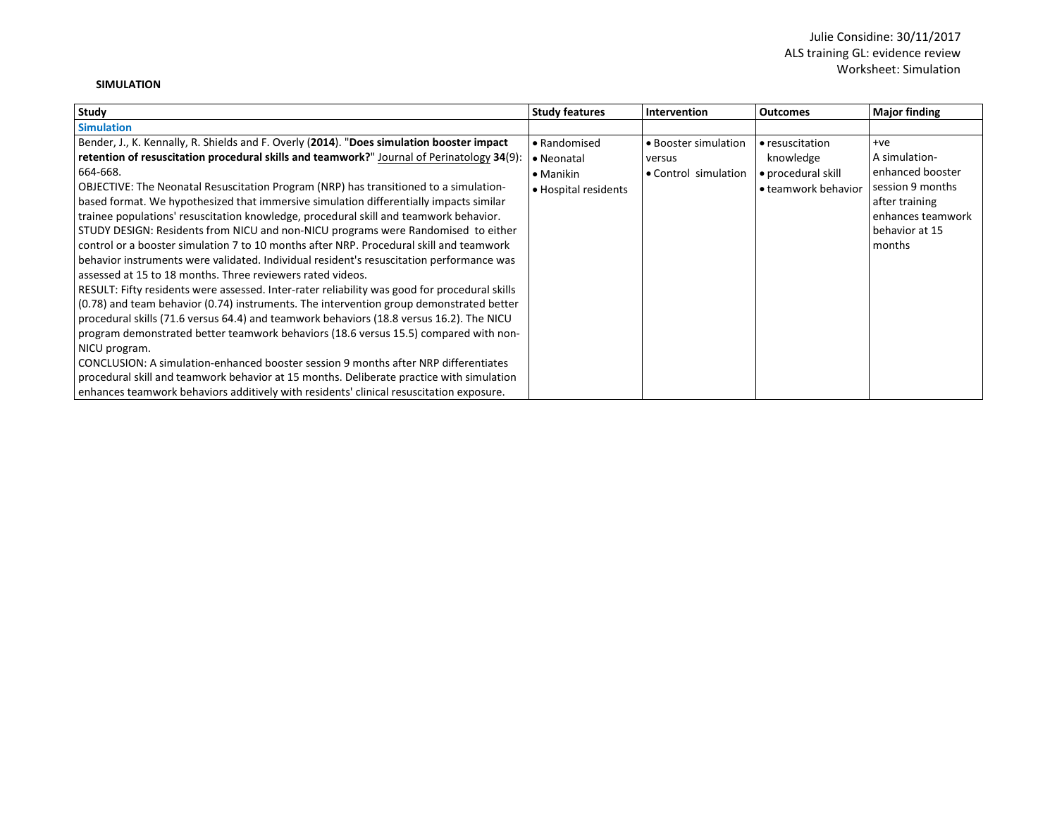**SIMULATION**

| Study | Study features | Intervention | Outcomes | Major finding |
|---|---|---|---|---|
| **Simulation** | | | | |
| Bender, J., K. Kennally, R. Shields and F. Overly (**2014**). "**Does simulation booster impact retention of resuscitation procedural skills and teamwork?**" Journal of Perinatology **34**(9): 664-668.<br>OBJECTIVE: The Neonatal Resuscitation Program (NRP) has transitioned to a simulation-based format. We hypothesized that immersive simulation differentially impacts similar trainee populations' resuscitation knowledge, procedural skill and teamwork behavior.<br>STUDY DESIGN: Residents from NICU and non-NICU programs were Randomised to either control or a booster simulation 7 to 10 months after NRP. Procedural skill and teamwork behavior instruments were validated. Individual resident's resuscitation performance was assessed at 15 to 18 months. Three reviewers rated videos.<br>RESULT: Fifty residents were assessed. Inter-rater reliability was good for procedural skills (0.78) and team behavior (0.74) instruments. The intervention group demonstrated better procedural skills (71.6 versus 64.4) and teamwork behaviors (18.8 versus 16.2). The NICU program demonstrated better teamwork behaviors (18.6 versus 15.5) compared with non-NICU program.<br>CONCLUSION: A simulation-enhanced booster session 9 months after NRP differentiates procedural skill and teamwork behavior at 15 months. Deliberate practice with simulation enhances teamwork behaviors additively with residents' clinical resuscitation exposure. | • Randomised<br>• Neonatal<br>• Manikin<br>• Hospital residents | • Booster simulation versus<br>• Control simulation | • resuscitation knowledge<br>• procedural skill<br>• teamwork behavior | +ve<br>A simulation-enhanced booster session 9 months after training enhances teamwork behavior at 15 months |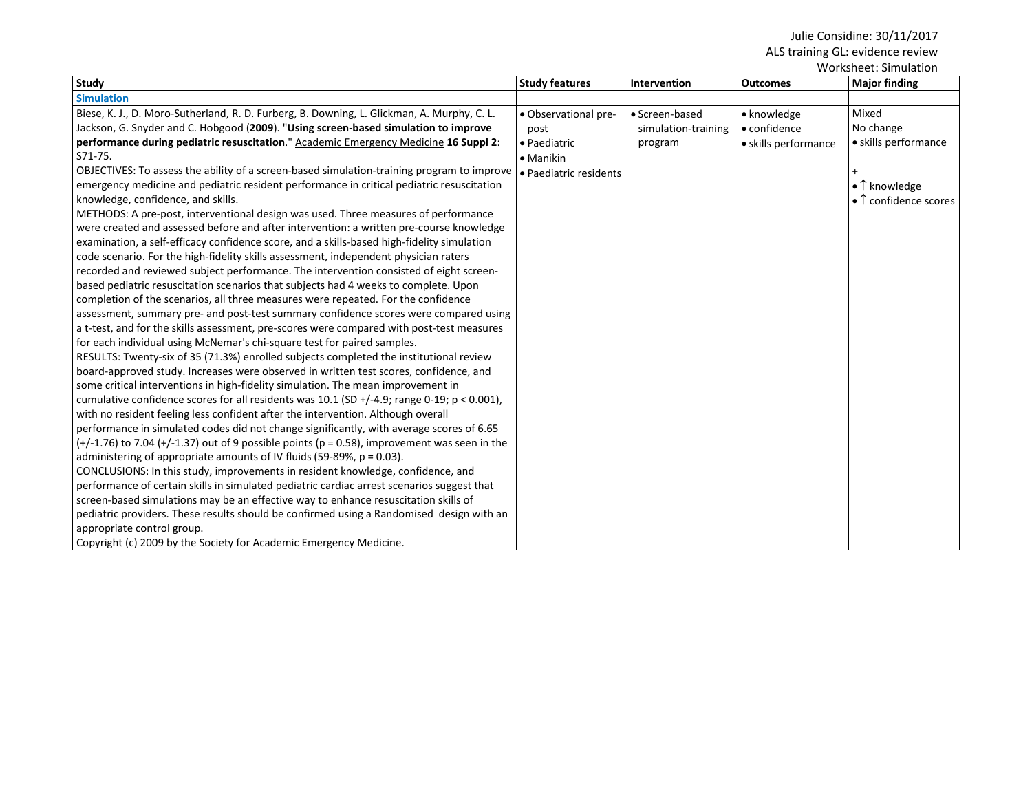| Study | Study features | Intervention | Outcomes | Major finding |
|---|---|---|---|---|
| **Simulation** | | | | |
| Biese, K. J., D. Moro-Sutherland, R. D. Furberg, B. Downing, L. Glickman, A. Murphy, C. L. Jackson, G. Snyder and C. Hobgood (**2009**). "**Using screen-based simulation to improve performance during pediatric resuscitation**." Academic Emergency Medicine **16 Suppl 2**: S71-75.<br>OBJECTIVES: To assess the ability of a screen-based simulation-training program to improve emergency medicine and pediatric resident performance in critical pediatric resuscitation knowledge, confidence, and skills.<br>METHODS: A pre-post, interventional design was used. Three measures of performance were created and assessed before and after intervention: a written pre-course knowledge examination, a self-efficacy confidence score, and a skills-based high-fidelity simulation code scenario. For the high-fidelity skills assessment, independent physician raters recorded and reviewed subject performance. The intervention consisted of eight screen-based pediatric resuscitation scenarios that subjects had 4 weeks to complete. Upon completion of the scenarios, all three measures were repeated. For the confidence assessment, summary pre- and post-test summary confidence scores were compared using a t-test, and for the skills assessment, pre-scores were compared with post-test measures for each individual using McNemar's chi-square test for paired samples.<br>RESULTS: Twenty-six of 35 (71.3%) enrolled subjects completed the institutional review board-approved study. Increases were observed in written test scores, confidence, and some critical interventions in high-fidelity simulation. The mean improvement in cumulative confidence scores for all residents was 10.1 (SD +/-4.9; range 0-19; $p < 0.001$), with no resident feeling less confident after the intervention. Although overall performance in simulated codes did not change significantly, with average scores of 6.65 (+/-1.76) to 7.04 (+/-1.37) out of 9 possible points ($p = 0.58$), improvement was seen in the administering of appropriate amounts of IV fluids (59-89%, $p = 0.03$).<br>CONCLUSIONS: In this study, improvements in resident knowledge, confidence, and performance of certain skills in simulated pediatric cardiac arrest scenarios suggest that screen-based simulations may be an effective way to enhance resuscitation skills of pediatric providers. These results should be confirmed using a Randomised design with an appropriate control group.<br>Copyright (c) 2009 by the Society for Academic Emergency Medicine. | • Observational pre-post<br>• Paediatric<br>• Manikin<br>• Paediatric residents | • Screen-based simulation-training program | • knowledge<br>• confidence<br>• skills performance | Mixed<br>No change<br>• skills performance<br><br>+<br>• ↑ knowledge<br>• ↑ confidence scores |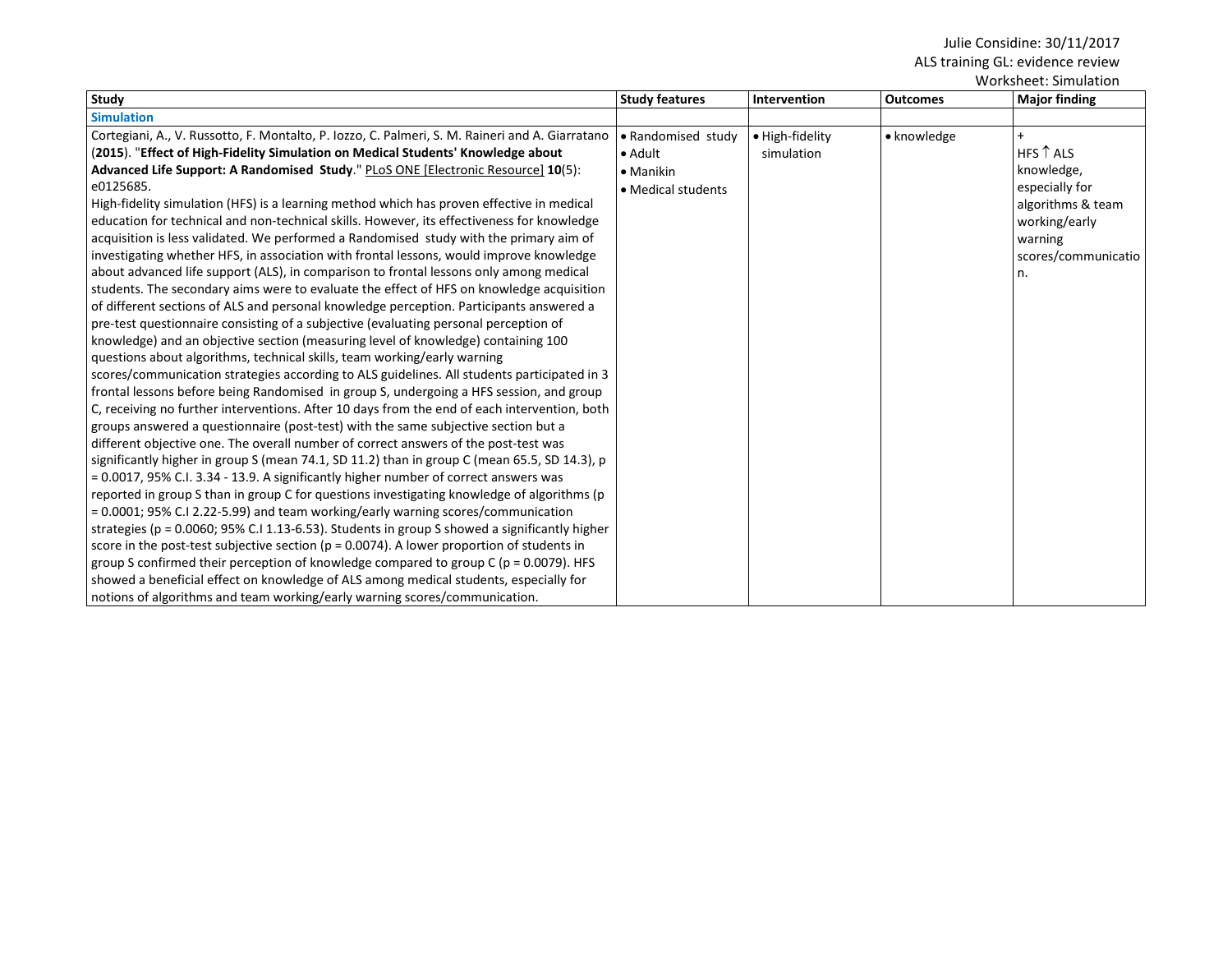Julie Considine: 30/11/2017
ALS training GL: evidence review
Worksheet: Simulation

| Study | Study features | Intervention | Outcomes | Major finding |
|---|---|---|---|---|
| **Simulation** | | | | |
| Cortegiani, A., V. Russotto, F. Montalto, P. Iozzo, C. Palmeri, S. M. Raineri and A. Giarratano (**2015**). "**Effect of High-Fidelity Simulation on Medical Students' Knowledge about Advanced Life Support: A Randomised Study**." PLoS ONE [Electronic Resource] **10**(5): e0125685.<br>High-fidelity simulation (HFS) is a learning method which has proven effective in medical education for technical and non-technical skills. However, its effectiveness for knowledge acquisition is less validated. We performed a Randomised study with the primary aim of investigating whether HFS, in association with frontal lessons, would improve knowledge about advanced life support (ALS), in comparison to frontal lessons only among medical students. The secondary aims were to evaluate the effect of HFS on knowledge acquisition of different sections of ALS and personal knowledge perception. Participants answered a pre-test questionnaire consisting of a subjective (evaluating personal perception of knowledge) and an objective section (measuring level of knowledge) containing 100 questions about algorithms, technical skills, team working/early warning scores/communication strategies according to ALS guidelines. All students participated in 3 frontal lessons before being Randomised in group S, undergoing a HFS session, and group C, receiving no further interventions. After 10 days from the end of each intervention, both groups answered a questionnaire (post-test) with the same subjective section but a different objective one. The overall number of correct answers of the post-test was significantly higher in group S (mean 74.1, SD 11.2) than in group C (mean 65.5, SD 14.3), p = 0.0017, 95% C.I. 3.34 - 13.9. A significantly higher number of correct answers was reported in group S than in group C for questions investigating knowledge of algorithms (p = 0.0001; 95% C.I 2.22-5.99) and team working/early warning scores/communication strategies (p = 0.0060; 95% C.I 1.13-6.53). Students in group S showed a significantly higher score in the post-test subjective section (p = 0.0074). A lower proportion of students in group S confirmed their perception of knowledge compared to group C (p = 0.0079). HFS showed a beneficial effect on knowledge of ALS among medical students, especially for notions of algorithms and team working/early warning scores/communication. | • Randomised study<br>• Adult<br>• Manikin<br>• Medical students | • High-fidelity simulation | • knowledge | +<br>HFS ↑ ALS knowledge, especially for algorithms & team working/early warning scores/communication. |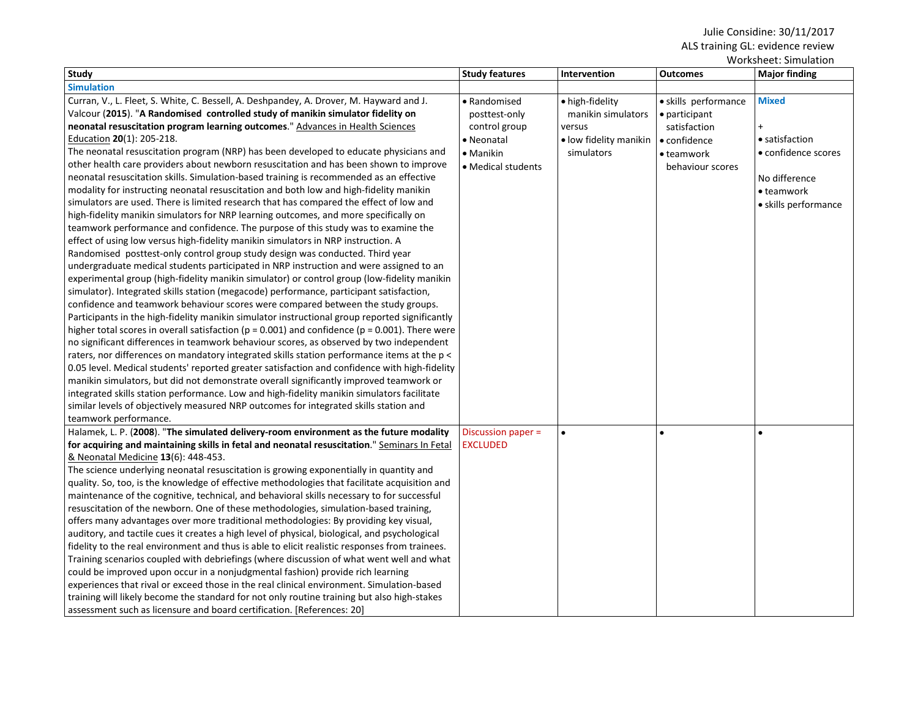| Study | Study features | Intervention | Outcomes | Major finding |
|---|---|---|---|---|
| **Simulation** | | | | |
| Curran, V., L. Fleet, S. White, C. Bessell, A. Deshpandey, A. Drover, M. Hayward and J. Valcour (**2015**). "**A Randomised controlled study of manikin simulator fidelity on neonatal resuscitation program learning outcomes**." Advances in Health Sciences Education **20**(1): 205-218.<br>The neonatal resuscitation program (NRP) has been developed to educate physicians and other health care providers about newborn resuscitation and has been shown to improve neonatal resuscitation skills. Simulation-based training is recommended as an effective modality for instructing neonatal resuscitation and both low and high-fidelity manikin simulators are used. There is limited research that has compared the effect of low and high-fidelity manikin simulators for NRP learning outcomes, and more specifically on teamwork performance and confidence. The purpose of this study was to examine the effect of using low versus high-fidelity manikin simulators in NRP instruction. A Randomised posttest-only control group study design was conducted. Third year undergraduate medical students participated in NRP instruction and were assigned to an experimental group (high-fidelity manikin simulator) or control group (low-fidelity manikin simulator). Integrated skills station (megacode) performance, participant satisfaction, confidence and teamwork behaviour scores were compared between the study groups. Participants in the high-fidelity manikin simulator instructional group reported significantly higher total scores in overall satisfaction ($p = 0.001$) and confidence ($p = 0.001$). There were no significant differences in teamwork behaviour scores, as observed by two independent raters, nor differences on mandatory integrated skills station performance items at the $p < 0.05$ level. Medical students' reported greater satisfaction and confidence with high-fidelity manikin simulators, but did not demonstrate overall significantly improved teamwork or integrated skills station performance. Low and high-fidelity manikin simulators facilitate similar levels of objectively measured NRP outcomes for integrated skills station and teamwork performance. | • Randomised posttest-only control group<br>• Neonatal<br>• Manikin<br>• Medical students | • high-fidelity manikin simulators<br>versus<br>• low fidelity manikin simulators | • skills performance<br>• participant satisfaction<br>• confidence<br>• teamwork behaviour scores | **Mixed**<br><br>+<br>• satisfaction<br>• confidence scores<br><br>No difference<br>• teamwork<br>• skills performance |
| Halamek, L. P. (**2008**). "**The simulated delivery-room environment as the future modality for acquiring and maintaining skills in fetal and neonatal resuscitation**." Seminars In Fetal & Neonatal Medicine **13**(6): 448-453.<br>The science underlying neonatal resuscitation is growing exponentially in quantity and quality. So, too, is the knowledge of effective methodologies that facilitate acquisition and maintenance of the cognitive, technical, and behavioral skills necessary to for successful resuscitation of the newborn. One of these methodologies, simulation-based training, offers many advantages over more traditional methodologies: By providing key visual, auditory, and tactile cues it creates a high level of physical, biological, and psychological fidelity to the real environment and thus is able to elicit realistic responses from trainees. Training scenarios coupled with debriefings (where discussion of what went well and what could be improved upon occur in a nonjudgmental fashion) provide rich learning experiences that rival or exceed those in the real clinical environment. Simulation-based training will likely become the standard for not only routine training but also high-stakes assessment such as licensure and board certification. [References: 20] | Discussion paper = EXCLUDED | • | • | • |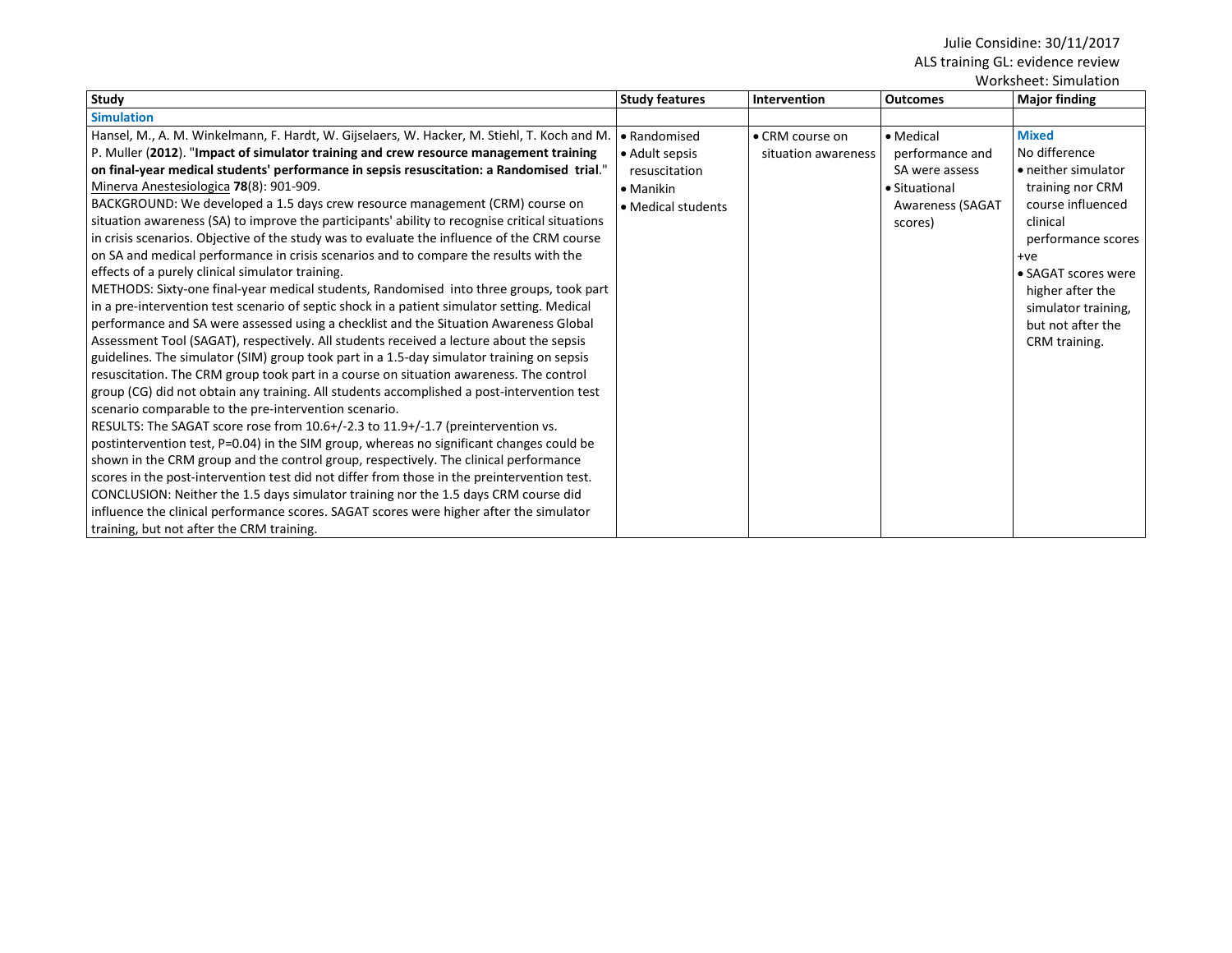Julie Considine: 30/11/2017
ALS training GL: evidence review
Worksheet: Simulation

| Study | Study features | Intervention | Outcomes | Major finding |
| --- | --- | --- | --- | --- |
| **Simulation** | | | | |
| Hansel, M., A. M. Winkelmann, F. Hardt, W. Gijselaers, W. Hacker, M. Stiehl, T. Koch and M. P. Muller (**2012**). "**Impact of simulator training and crew resource management training on final-year medical students' performance in sepsis resuscitation: a Randomised trial**." Minerva Anestesiologica **78**(8): 901-909.<br>BACKGROUND: We developed a 1.5 days crew resource management (CRM) course on situation awareness (SA) to improve the participants' ability to recognise critical situations in crisis scenarios. Objective of the study was to evaluate the influence of the CRM course on SA and medical performance in crisis scenarios and to compare the results with the effects of a purely clinical simulator training.<br>METHODS: Sixty-one final-year medical students, Randomised into three groups, took part in a pre-intervention test scenario of septic shock in a patient simulator setting. Medical performance and SA were assessed using a checklist and the Situation Awareness Global Assessment Tool (SAGAT), respectively. All students received a lecture about the sepsis guidelines. The simulator (SIM) group took part in a 1.5-day simulator training on sepsis resuscitation. The CRM group took part in a course on situation awareness. The control group (CG) did not obtain any training. All students accomplished a post-intervention test scenario comparable to the pre-intervention scenario.<br>RESULTS: The SAGAT score rose from 10.6+/-2.3 to 11.9+/-1.7 (preintervention vs. postintervention test, P=0.04) in the SIM group, whereas no significant changes could be shown in the CRM group and the control group, respectively. The clinical performance scores in the post-intervention test did not differ from those in the preintervention test.<br>CONCLUSION: Neither the 1.5 days simulator training nor the 1.5 days CRM course did influence the clinical performance scores. SAGAT scores were higher after the simulator training, but not after the CRM training. | • Randomised<br>• Adult sepsis resuscitation<br>• Manikin<br>• Medical students | • CRM course on situation awareness | • Medical performance and SA were assess<br>• Situational Awareness (SAGAT scores) | **Mixed**<br>No difference<br>• neither simulator training nor CRM course influenced clinical performance scores<br>+ve<br>• SAGAT scores were higher after the simulator training, but not after the CRM training. |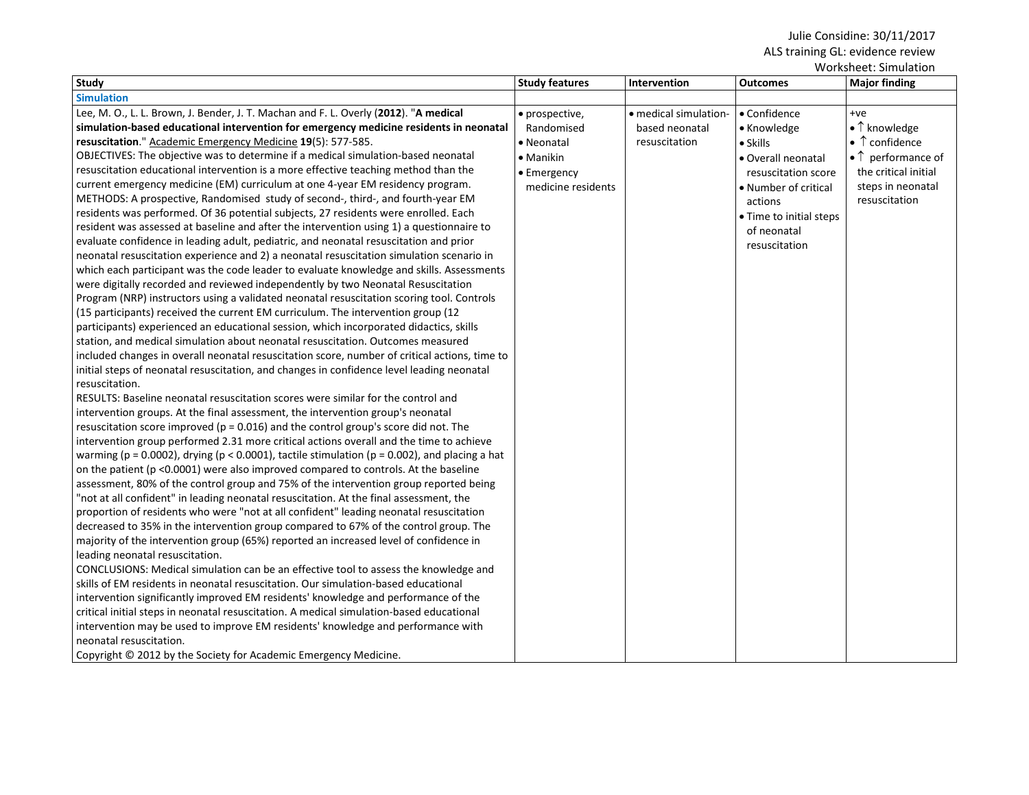| Study | Study features | Intervention | Outcomes | Major finding |
|---|---|---|---|---|
| **Simulation** | | | | |
| Lee, M. O., L. L. Brown, J. Bender, J. T. Machan and F. L. Overly (**2012**). "**A medical simulation-based educational intervention for emergency medicine residents in neonatal resuscitation**." Academic Emergency Medicine **19**(5): 577-585.<br>OBJECTIVES: The objective was to determine if a medical simulation-based neonatal resuscitation educational intervention is a more effective teaching method than the current emergency medicine (EM) curriculum at one 4-year EM residency program.<br>METHODS: A prospective, Randomised study of second-, third-, and fourth-year EM residents was performed. Of 36 potential subjects, 27 residents were enrolled. Each resident was assessed at baseline and after the intervention using 1) a questionnaire to evaluate confidence in leading adult, pediatric, and neonatal resuscitation and prior neonatal resuscitation experience and 2) a neonatal resuscitation simulation scenario in which each participant was the code leader to evaluate knowledge and skills. Assessments were digitally recorded and reviewed independently by two Neonatal Resuscitation Program (NRP) instructors using a validated neonatal resuscitation scoring tool. Controls (15 participants) received the current EM curriculum. The intervention group (12 participants) experienced an educational session, which incorporated didactics, skills station, and medical simulation about neonatal resuscitation. Outcomes measured included changes in overall neonatal resuscitation score, number of critical actions, time to initial steps of neonatal resuscitation, and changes in confidence level leading neonatal resuscitation.<br>RESULTS: Baseline neonatal resuscitation scores were similar for the control and intervention groups. At the final assessment, the intervention group's neonatal resuscitation score improved ($p = 0.016$) and the control group's score did not. The intervention group performed 2.31 more critical actions overall and the time to achieve warming ($p = 0.0002$), drying ($p < 0.0001$), tactile stimulation ($p = 0.002$), and placing a hat on the patient ($p < 0.0001$) were also improved compared to controls. At the baseline assessment, 80% of the control group and 75% of the intervention group reported being "not at all confident" in leading neonatal resuscitation. At the final assessment, the proportion of residents who were "not at all confident" leading neonatal resuscitation decreased to 35% in the intervention group compared to 67% of the control group. The majority of the intervention group (65%) reported an increased level of confidence in leading neonatal resuscitation.<br>CONCLUSIONS: Medical simulation can be an effective tool to assess the knowledge and skills of EM residents in neonatal resuscitation. Our simulation-based educational intervention significantly improved EM residents' knowledge and performance of the critical initial steps in neonatal resuscitation. A medical simulation-based educational intervention may be used to improve EM residents' knowledge and performance with neonatal resuscitation.<br>Copyright © 2012 by the Society for Academic Emergency Medicine. | • prospective, Randomised<br>• Neonatal<br>• Manikin<br>• Emergency medicine residents | • medical simulation-based neonatal resuscitation | • Confidence<br>• Knowledge<br>• Skills<br>• Overall neonatal resuscitation score<br>• Number of critical actions<br>• Time to initial steps of neonatal resuscitation | +ve<br>• ↑ knowledge<br>• ↑ confidence<br>• ↑ performance of the critical initial steps in neonatal resuscitation |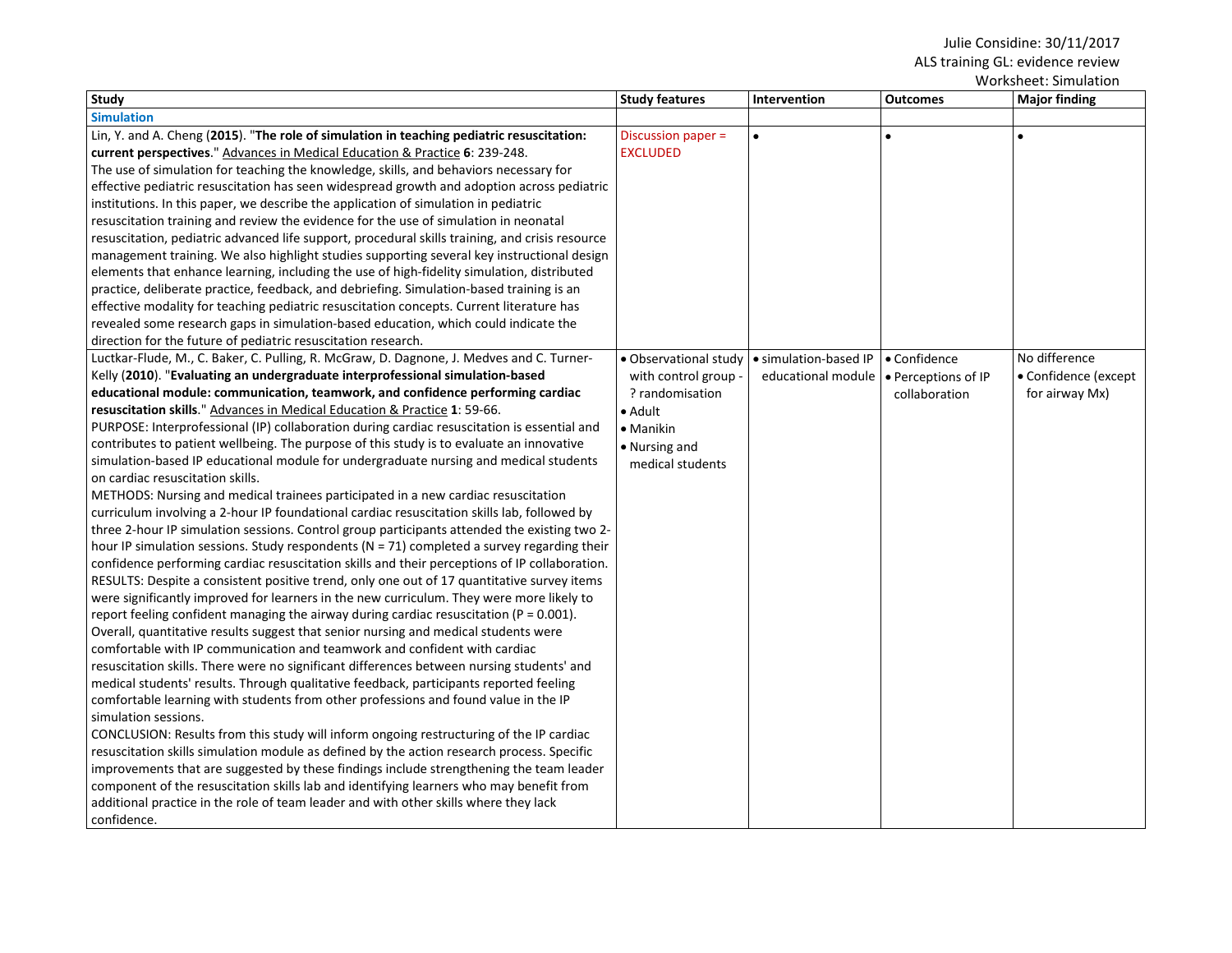| Study | Study features | Intervention | Outcomes | Major finding |
|---|---|---|---|---|
| **Simulation** | | | | |
| Lin, Y. and A. Cheng (**2015**). "**The role of simulation in teaching pediatric resuscitation: current perspectives**." Advances in Medical Education & Practice **6**: 239-248.<br>The use of simulation for teaching the knowledge, skills, and behaviors necessary for effective pediatric resuscitation has seen widespread growth and adoption across pediatric institutions. In this paper, we describe the application of simulation in pediatric resuscitation training and review the evidence for the use of simulation in neonatal resuscitation, pediatric advanced life support, procedural skills training, and crisis resource management training. We also highlight studies supporting several key instructional design elements that enhance learning, including the use of high-fidelity simulation, distributed practice, deliberate practice, feedback, and debriefing. Simulation-based training is an effective modality for teaching pediatric resuscitation concepts. Current literature has revealed some research gaps in simulation-based education, which could indicate the direction for the future of pediatric resuscitation research. | Discussion paper = EXCLUDED | • | • | • |
| Luctkar-Flude, M., C. Baker, C. Pulling, R. McGraw, D. Dagnone, J. Medves and C. Turner-Kelly (**2010**). "**Evaluating an undergraduate interprofessional simulation-based educational module: communication, teamwork, and confidence performing cardiac resuscitation skills**." Advances in Medical Education & Practice **1**: 59-66.<br>PURPOSE: Interprofessional (IP) collaboration during cardiac resuscitation is essential and contributes to patient wellbeing. The purpose of this study is to evaluate an innovative simulation-based IP educational module for undergraduate nursing and medical students on cardiac resuscitation skills.<br>METHODS: Nursing and medical trainees participated in a new cardiac resuscitation curriculum involving a 2-hour IP foundational cardiac resuscitation skills lab, followed by three 2-hour IP simulation sessions. Control group participants attended the existing two 2-hour IP simulation sessions. Study respondents (N = 71) completed a survey regarding their confidence performing cardiac resuscitation skills and their perceptions of IP collaboration.<br>RESULTS: Despite a consistent positive trend, only one out of 17 quantitative survey items were significantly improved for learners in the new curriculum. They were more likely to report feeling confident managing the airway during cardiac resuscitation (P = 0.001). Overall, quantitative results suggest that senior nursing and medical students were comfortable with IP communication and teamwork and confident with cardiac resuscitation skills. There were no significant differences between nursing students' and medical students' results. Through qualitative feedback, participants reported feeling comfortable learning with students from other professions and found value in the IP simulation sessions.<br>CONCLUSION: Results from this study will inform ongoing restructuring of the IP cardiac resuscitation skills simulation module as defined by the action research process. Specific improvements that are suggested by these findings include strengthening the team leader component of the resuscitation skills lab and identifying learners who may benefit from additional practice in the role of team leader and with other skills where they lack confidence. | • Observational study with control group - ? randomisation<br>• Adult<br>• Manikin<br>• Nursing and medical students | • simulation-based IP educational module | • Confidence<br>• Perceptions of IP collaboration | No difference<br>• Confidence (except for airway Mx) |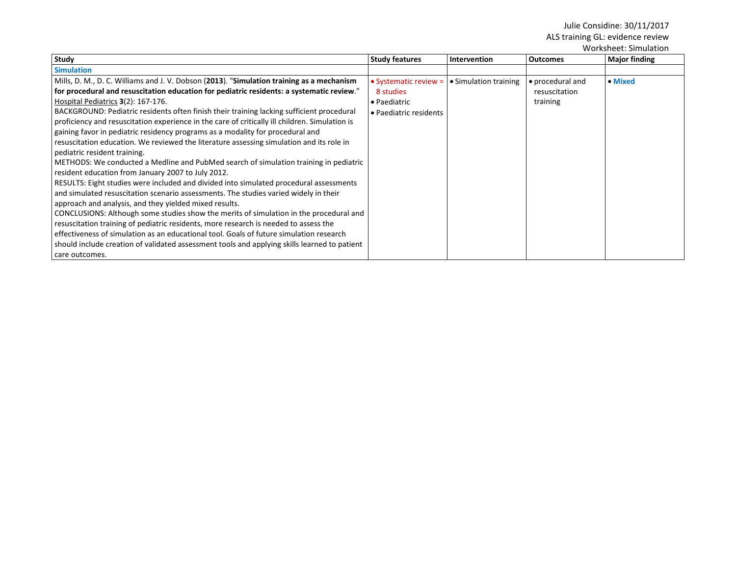| Study | Study features | Intervention | Outcomes | Major finding |
|---|---|---|---|---|
| **Simulation** | | | | |
| Mills, D. M., D. C. Williams and J. V. Dobson (**2013**). "**Simulation training as a mechanism for procedural and resuscitation education for pediatric residents: a systematic review**." Hospital Pediatrics **3**(2): 167-176.<br>BACKGROUND: Pediatric residents often finish their training lacking sufficient procedural proficiency and resuscitation experience in the care of critically ill children. Simulation is gaining favor in pediatric residency programs as a modality for procedural and resuscitation education. We reviewed the literature assessing simulation and its role in pediatric resident training.<br>METHODS: We conducted a Medline and PubMed search of simulation training in pediatric resident education from January 2007 to July 2012.<br>RESULTS: Eight studies were included and divided into simulated procedural assessments and simulated resuscitation scenario assessments. The studies varied widely in their approach and analysis, and they yielded mixed results.<br>CONCLUSIONS: Although some studies show the merits of simulation in the procedural and resuscitation training of pediatric residents, more research is needed to assess the effectiveness of simulation as an educational tool. Goals of future simulation research should include creation of validated assessment tools and applying skills learned to patient care outcomes. | • Systematic review = 8 studies<br>• Paediatric<br>• Paediatric residents | • Simulation training | • procedural and resuscitation training | • **Mixed** |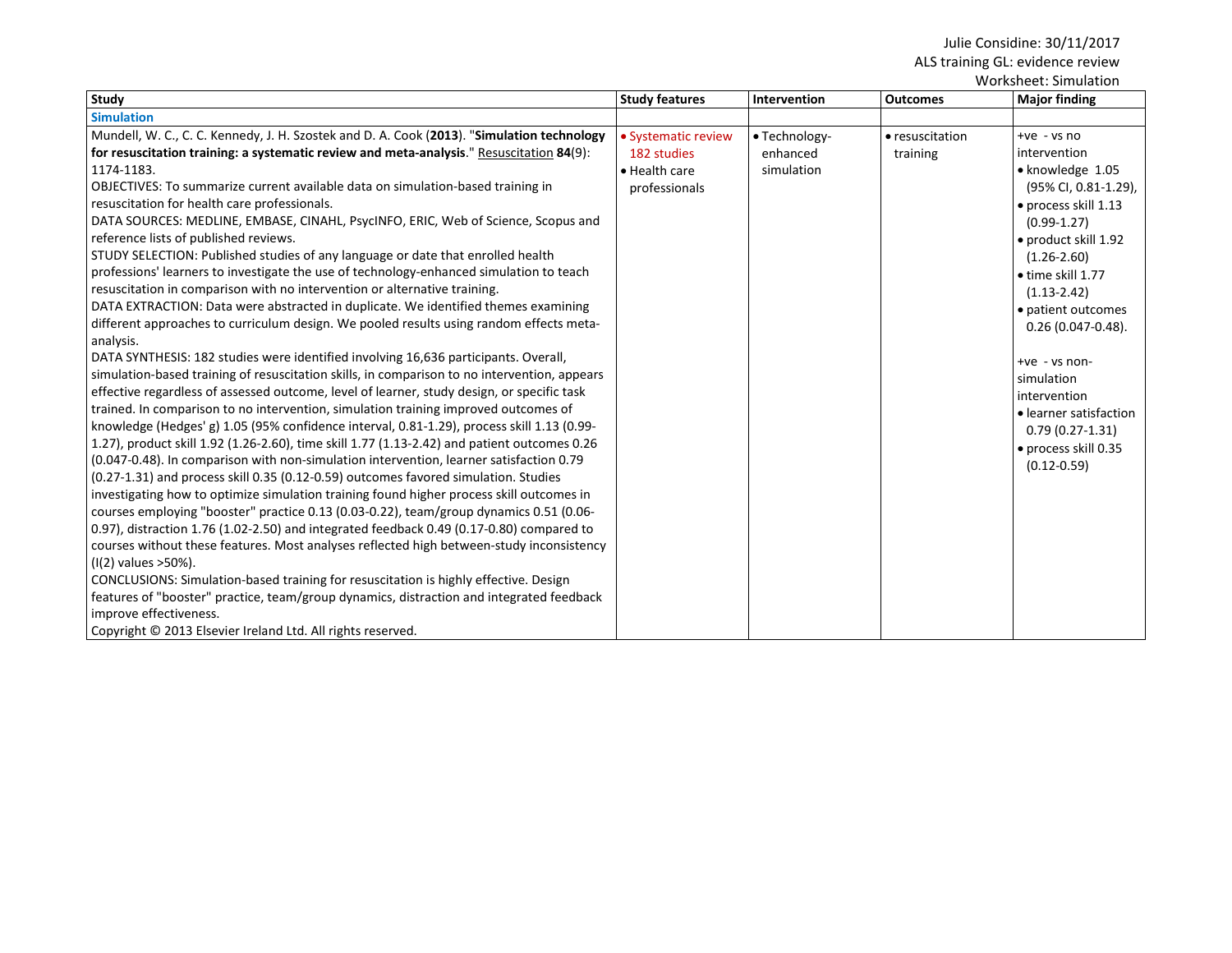Julie Considine: 30/11/2017
ALS training GL: evidence review
Worksheet: Simulation

| Study | Study features | Intervention | Outcomes | Major finding |
|---|---|---|---|---|
| **Simulation** | | | | |
| Mundell, W. C., C. C. Kennedy, J. H. Szostek and D. A. Cook (**2013**). "**Simulation technology for resuscitation training: a systematic review and meta-analysis**." Resuscitation **84**(9): 1174-1183.<br>OBJECTIVES: To summarize current available data on simulation-based training in resuscitation for health care professionals.<br>DATA SOURCES: MEDLINE, EMBASE, CINAHL, PsycINFO, ERIC, Web of Science, Scopus and reference lists of published reviews.<br>STUDY SELECTION: Published studies of any language or date that enrolled health professions' learners to investigate the use of technology-enhanced simulation to teach resuscitation in comparison with no intervention or alternative training.<br>DATA EXTRACTION: Data were abstracted in duplicate. We identified themes examining different approaches to curriculum design. We pooled results using random effects meta-analysis.<br>DATA SYNTHESIS: 182 studies were identified involving 16,636 participants. Overall, simulation-based training of resuscitation skills, in comparison to no intervention, appears effective regardless of assessed outcome, level of learner, study design, or specific task trained. In comparison to no intervention, simulation training improved outcomes of knowledge (Hedges' g) 1.05 (95% confidence interval, 0.81-1.29), process skill 1.13 (0.99-1.27), product skill 1.92 (1.26-2.60), time skill 1.77 (1.13-2.42) and patient outcomes 0.26 (0.047-0.48). In comparison with non-simulation intervention, learner satisfaction 0.79 (0.27-1.31) and process skill 0.35 (0.12-0.59) outcomes favored simulation. Studies investigating how to optimize simulation training found higher process skill outcomes in courses employing "booster" practice 0.13 (0.03-0.22), team/group dynamics 0.51 (0.06-0.97), distraction 1.76 (1.02-2.50) and integrated feedback 0.49 (0.17-0.80) compared to courses without these features. Most analyses reflected high between-study inconsistency (I(2) values >50%).<br>CONCLUSIONS: Simulation-based training for resuscitation is highly effective. Design features of "booster" practice, team/group dynamics, distraction and integrated feedback improve effectiveness.<br>Copyright © 2013 Elsevier Ireland Ltd. All rights reserved. | • Systematic review 182 studies<br>• Health care professionals | • Technology-enhanced simulation | • resuscitation training | +ve - vs no intervention<br>• knowledge 1.05 (95% CI, 0.81-1.29),<br>• process skill 1.13 (0.99-1.27)<br>• product skill 1.92 (1.26-2.60)<br>• time skill 1.77 (1.13-2.42)<br>• patient outcomes 0.26 (0.047-0.48).<br><br>+ve - vs non-simulation intervention<br>• learner satisfaction 0.79 (0.27-1.31)<br>• process skill 0.35 (0.12-0.59) |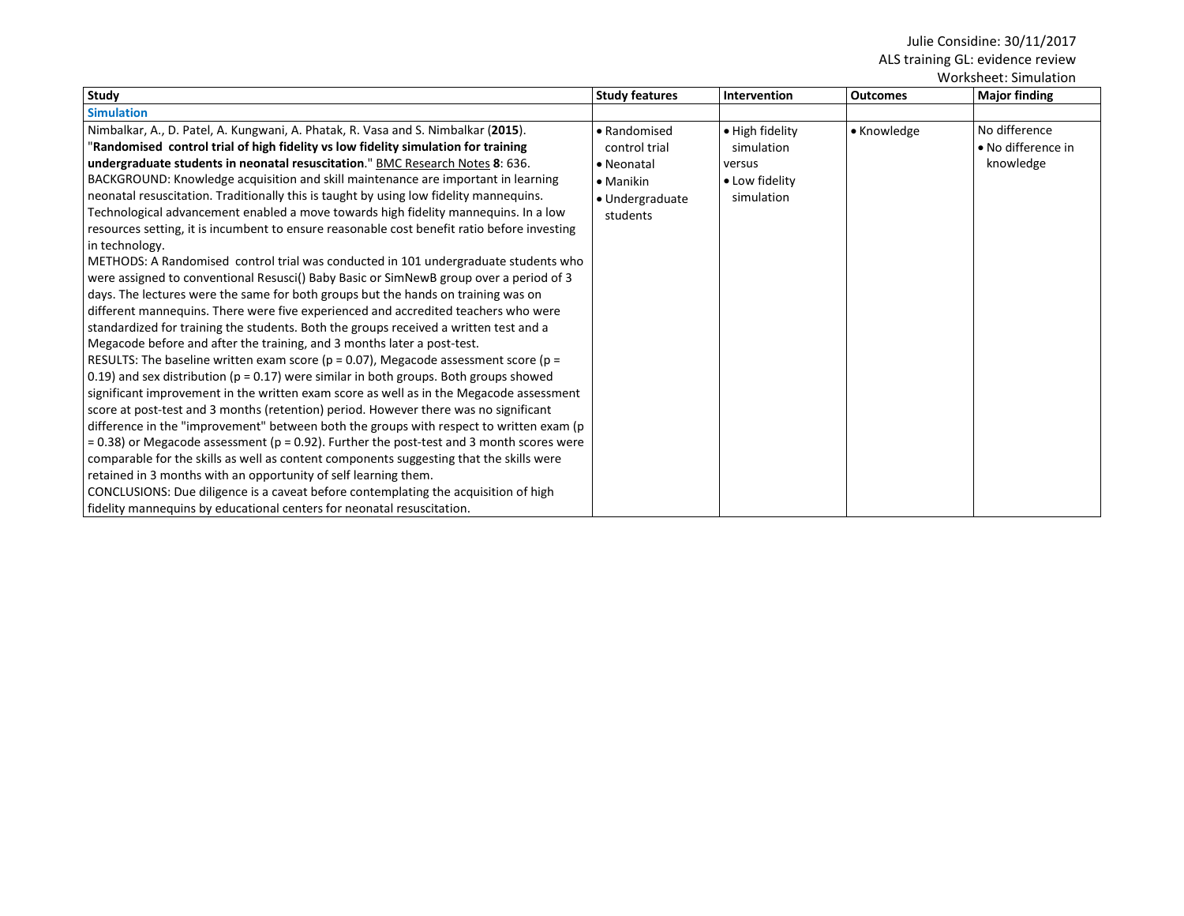Julie Considine: 30/11/2017
ALS training GL: evidence review
Worksheet: Simulation

| Study | Study features | Intervention | Outcomes | Major finding |
|---|---|---|---|---|
| **Simulation** | | | | |
| Nimbalkar, A., D. Patel, A. Kungwani, A. Phatak, R. Vasa and S. Nimbalkar (**2015**). "**Randomised control trial of high fidelity vs low fidelity simulation for training undergraduate students in neonatal resuscitation**." BMC Research Notes **8**: 636. BACKGROUND: Knowledge acquisition and skill maintenance are important in learning neonatal resuscitation. Traditionally this is taught by using low fidelity mannequins. Technological advancement enabled a move towards high fidelity mannequins. In a low resources setting, it is incumbent to ensure reasonable cost benefit ratio before investing in technology. METHODS: A Randomised control trial was conducted in 101 undergraduate students who were assigned to conventional Resusci() Baby Basic or SimNewB group over a period of 3 days. The lectures were the same for both groups but the hands on training was on different mannequins. There were five experienced and accredited teachers who were standardized for training the students. Both the groups received a written test and a Megacode before and after the training, and 3 months later a post-test. RESULTS: The baseline written exam score (p = 0.07), Megacode assessment score (p = 0.19) and sex distribution (p = 0.17) were similar in both groups. Both groups showed significant improvement in the written exam score as well as in the Megacode assessment score at post-test and 3 months (retention) period. However there was no significant difference in the "improvement" between both the groups with respect to written exam (p = 0.38) or Megacode assessment (p = 0.92). Further the post-test and 3 month scores were comparable for the skills as well as content components suggesting that the skills were retained in 3 months with an opportunity of self learning them. CONCLUSIONS: Due diligence is a caveat before contemplating the acquisition of high fidelity mannequins by educational centers for neonatal resuscitation. | • Randomised control trial<br>• Neonatal<br>• Manikin<br>• Undergraduate students | • High fidelity simulation<br>versus<br>• Low fidelity simulation | • Knowledge | No difference<br>• No difference in knowledge |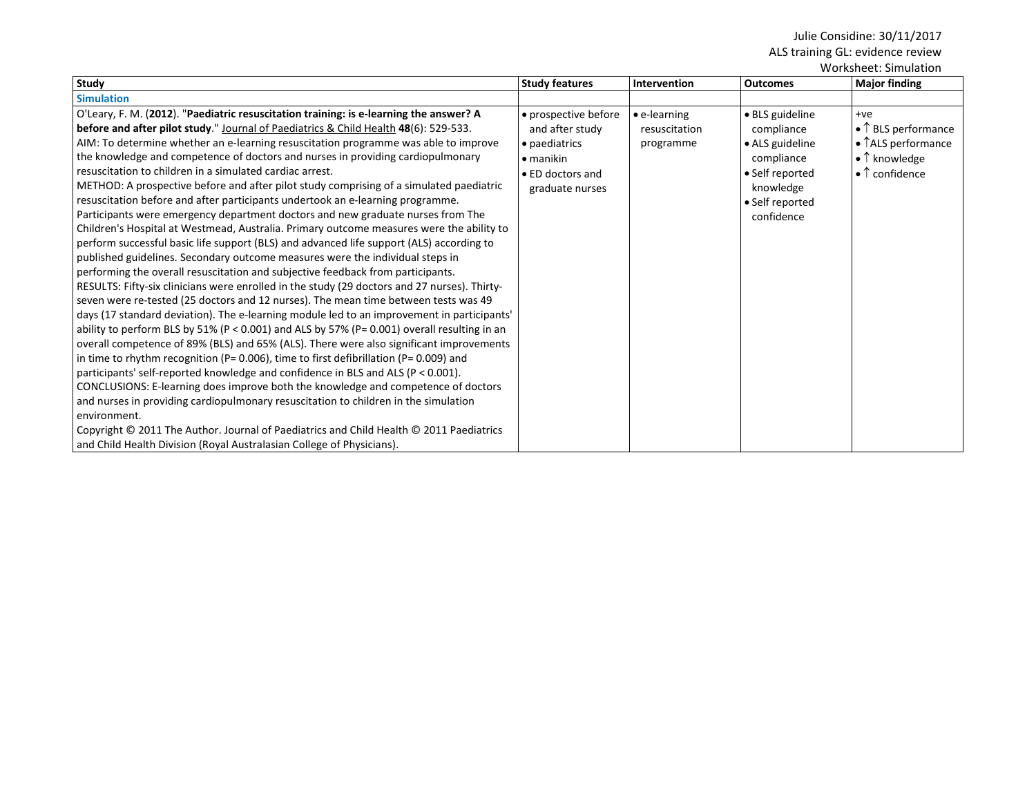Julie Considine: 30/11/2017
ALS training GL: evidence review
Worksheet: Simulation

| Study | Study features | Intervention | Outcomes | Major finding |
|---|---|---|---|---|
| **Simulation** | | | | |
| O'Leary, F. M. (**2012**). "**Paediatric resuscitation training: is e-learning the answer? A before and after pilot study**." Journal of Paediatrics & Child Health **48**(6): 529-533.<br>AIM: To determine whether an e-learning resuscitation programme was able to improve the knowledge and competence of doctors and nurses in providing cardiopulmonary resuscitation to children in a simulated cardiac arrest.<br>METHOD: A prospective before and after pilot study comprising of a simulated paediatric resuscitation before and after participants undertook an e-learning programme. Participants were emergency department doctors and new graduate nurses from The Children's Hospital at Westmead, Australia. Primary outcome measures were the ability to perform successful basic life support (BLS) and advanced life support (ALS) according to published guidelines. Secondary outcome measures were the individual steps in performing the overall resuscitation and subjective feedback from participants.<br>RESULTS: Fifty-six clinicians were enrolled in the study (29 doctors and 27 nurses). Thirty-seven were re-tested (25 doctors and 12 nurses). The mean time between tests was 49 days (17 standard deviation). The e-learning module led to an improvement in participants' ability to perform BLS by 51% ($P < 0.001$) and ALS by 57% ($P = 0.001$) overall resulting in an overall competence of 89% (BLS) and 65% (ALS). There were also significant improvements in time to rhythm recognition ($P = 0.006$), time to first defibrillation ($P = 0.009$) and participants' self-reported knowledge and confidence in BLS and ALS ($P < 0.001$).<br>CONCLUSIONS: E-learning does improve both the knowledge and competence of doctors and nurses in providing cardiopulmonary resuscitation to children in the simulation environment.<br>Copyright © 2011 The Author. Journal of Paediatrics and Child Health © 2011 Paediatrics and Child Health Division (Royal Australasian College of Physicians). | • prospective before and after study<br>• paediatrics<br>• manikin<br>• ED doctors and graduate nurses | • e-learning resuscitation programme | • BLS guideline compliance<br>• ALS guideline compliance<br>• Self reported knowledge<br>• Self reported confidence | +ve<br>• ↑ BLS performance<br>• ↑ALS performance<br>• ↑ knowledge<br>• ↑ confidence |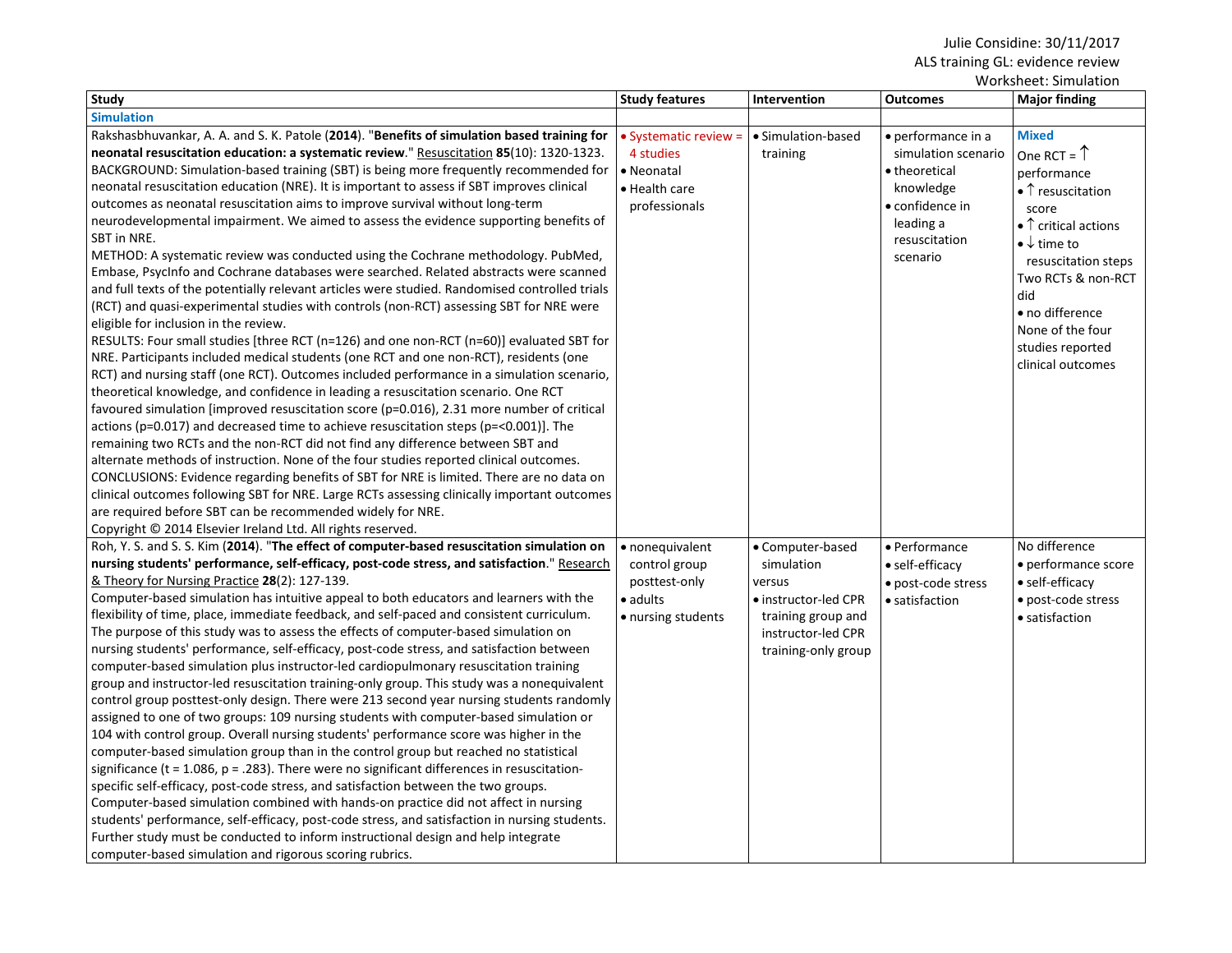Julie Considine: 30/11/2017
ALS training GL: evidence review
Worksheet: Simulation

| Study | Study features | Intervention | Outcomes | Major finding |
|---|---|---|---|---|
| **Simulation** | | | | |
| Rakshasbhuvankar, A. A. and S. K. Patole (**2014**). "**Benefits of simulation based training for neonatal resuscitation education: a systematic review.**" Resuscitation **85**(10): 1320-1323.<br>BACKGROUND: Simulation-based training (SBT) is being more frequently recommended for neonatal resuscitation education (NRE). It is important to assess if SBT improves clinical outcomes as neonatal resuscitation aims to improve survival without long-term neurodevelopmental impairment. We aimed to assess the evidence supporting benefits of SBT in NRE.<br>METHOD: A systematic review was conducted using the Cochrane methodology. PubMed, Embase, PsycInfo and Cochrane databases were searched. Related abstracts were scanned and full texts of the potentially relevant articles were studied. Randomised controlled trials (RCT) and quasi-experimental studies with controls (non-RCT) assessing SBT for NRE were eligible for inclusion in the review.<br>RESULTS: Four small studies [three RCT (n=126) and one non-RCT (n=60)] evaluated SBT for NRE. Participants included medical students (one RCT and one non-RCT), residents (one RCT) and nursing staff (one RCT). Outcomes included performance in a simulation scenario, theoretical knowledge, and confidence in leading a resuscitation scenario. One RCT favoured simulation [improved resuscitation score (p=0.016), 2.31 more number of critical actions (p=0.017) and decreased time to achieve resuscitation steps (p=<0.001)]. The remaining two RCTs and the non-RCT did not find any difference between SBT and alternate methods of instruction. None of the four studies reported clinical outcomes.<br>CONCLUSIONS: Evidence regarding benefits of SBT for NRE is limited. There are no data on clinical outcomes following SBT for NRE. Large RCTs assessing clinically important outcomes are required before SBT can be recommended widely for NRE.<br>Copyright © 2014 Elsevier Ireland Ltd. All rights reserved. | • Systematic review = 4 studies<br>• Neonatal<br>• Health care professionals | • Simulation-based training | • performance in a simulation scenario<br>• theoretical knowledge<br>• confidence in leading a resuscitation scenario | **Mixed**<br>One RCT = ↑ performance<br>• ↑ resuscitation score<br>• ↑ critical actions<br>• ↓ time to resuscitation steps<br>Two RCTs & non-RCT did<br>• no difference<br>None of the four studies reported clinical outcomes |
| Roh, Y. S. and S. S. Kim (**2014**). "**The effect of computer-based resuscitation simulation on nursing students' performance, self-efficacy, post-code stress, and satisfaction**." Research & Theory for Nursing Practice **28**(2): 127-139.<br>Computer-based simulation has intuitive appeal to both educators and learners with the flexibility of time, place, immediate feedback, and self-paced and consistent curriculum. The purpose of this study was to assess the effects of computer-based simulation on nursing students' performance, self-efficacy, post-code stress, and satisfaction between computer-based simulation plus instructor-led cardiopulmonary resuscitation training group and instructor-led resuscitation training-only group. This study was a nonequivalent control group posttest-only design. There were 213 second year nursing students randomly assigned to one of two groups: 109 nursing students with computer-based simulation or 104 with control group. Overall nursing students' performance score was higher in the computer-based simulation group than in the control group but reached no statistical significance (t = 1.086, p = .283). There were no significant differences in resuscitation-specific self-efficacy, post-code stress, and satisfaction between the two groups. Computer-based simulation combined with hands-on practice did not affect in nursing students' performance, self-efficacy, post-code stress, and satisfaction in nursing students. Further study must be conducted to inform instructional design and help integrate computer-based simulation and rigorous scoring rubrics. | • nonequivalent control group posttest-only<br>• adults<br>• nursing students | • Computer-based simulation versus<br>• instructor-led CPR training group and instructor-led CPR training-only group | • Performance<br>• self-efficacy<br>• post-code stress<br>• satisfaction | No difference<br>• performance score<br>• self-efficacy<br>• post-code stress<br>• satisfaction |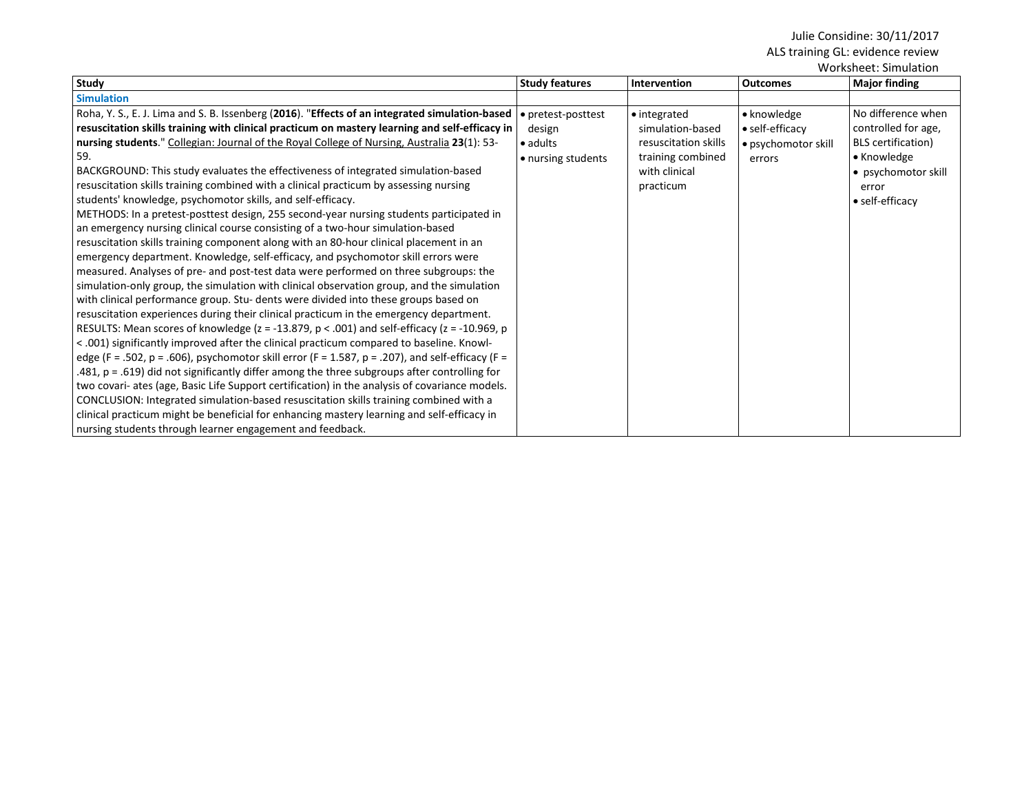| Study | Study features | Intervention | Outcomes | Major finding |
|---|---|---|---|---|
| **Simulation** | | | | |
| Roha, Y. S., E. J. Lima and S. B. Issenberg (**2016**). "**Effects of an integrated simulation-based resuscitation skills training with clinical practicum on mastery learning and self-efficacy in nursing students**." Collegian: Journal of the Royal College of Nursing, Australia **23**(1): 53-59.<br>BACKGROUND: This study evaluates the effectiveness of integrated simulation-based resuscitation skills training combined with a clinical practicum by assessing nursing students' knowledge, psychomotor skills, and self-efficacy.<br>METHODS: In a pretest-posttest design, 255 second-year nursing students participated in an emergency nursing clinical course consisting of a two-hour simulation-based resuscitation skills training component along with an 80-hour clinical placement in an emergency department. Knowledge, self-efficacy, and psychomotor skill errors were measured. Analyses of pre- and post-test data were performed on three subgroups: the simulation-only group, the simulation with clinical observation group, and the simulation with clinical performance group. Stu- dents were divided into these groups based on resuscitation experiences during their clinical practicum in the emergency department.<br>RESULTS: Mean scores of knowledge ($z = -13.879$, $p < .001$) and self-efficacy ($z = -10.969$, $p < .001$) significantly improved after the clinical practicum compared to baseline. Knowl- edge ($F = .502$, $p = .606$), psychomotor skill error ($F = 1.587$, $p = .207$), and self-efficacy ($F = .481$, $p = .619$) did not significantly differ among the three subgroups after controlling for two covari- ates (age, Basic Life Support certification) in the analysis of covariance models.<br>CONCLUSION: Integrated simulation-based resuscitation skills training combined with a clinical practicum might be beneficial for enhancing mastery learning and self-efficacy in nursing students through learner engagement and feedback. | • pretest-posttest design<br>• adults<br>• nursing students | • integrated simulation-based resuscitation skills training combined with clinical practicum | • knowledge<br>• self-efficacy<br>• psychomotor skill errors | No difference when controlled for age, BLS certification)<br>• Knowledge<br>• psychomotor skill error<br>• self-efficacy |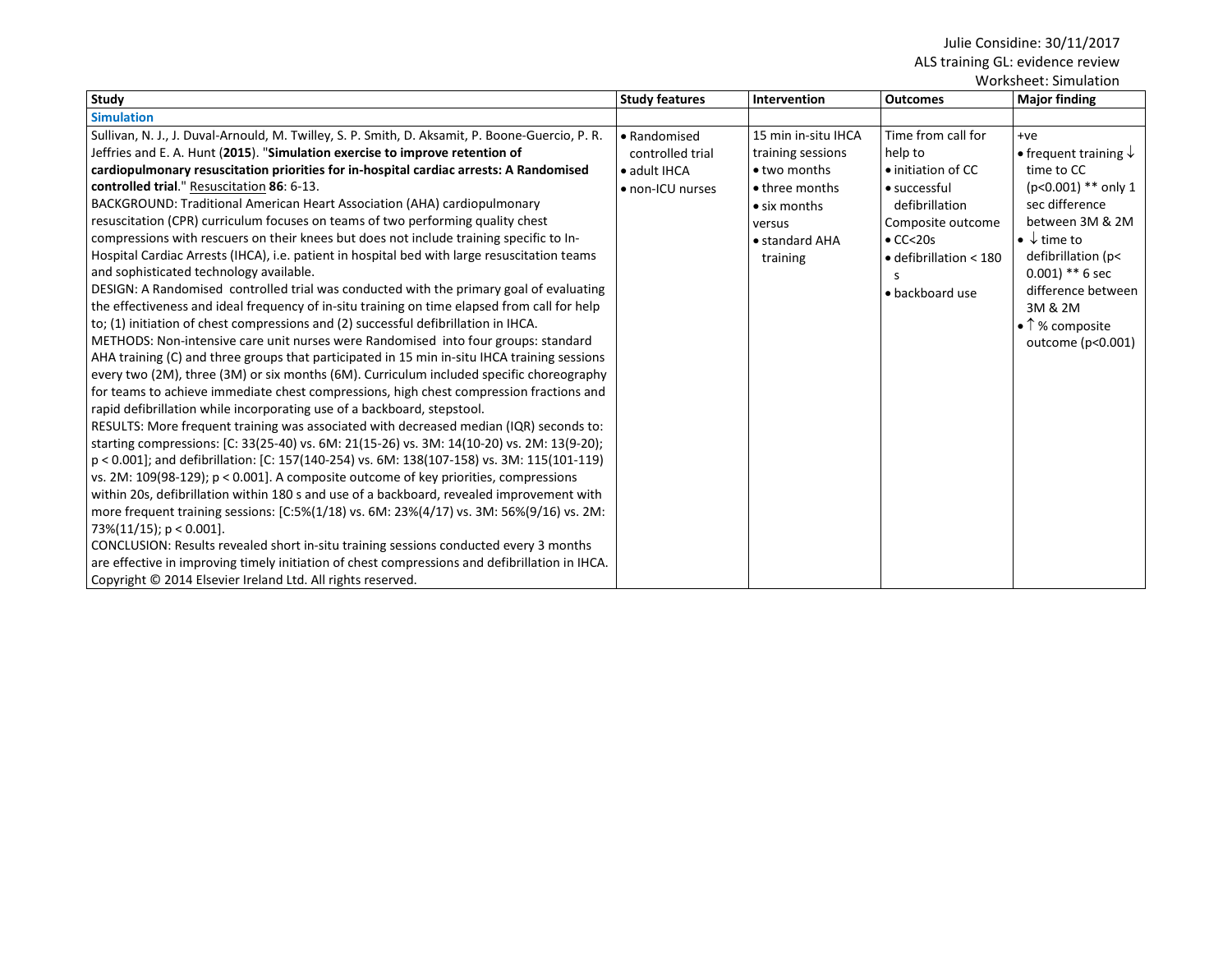Julie Considine: 30/11/2017
ALS training GL: evidence review
Worksheet: Simulation

| Study | Study features | Intervention | Outcomes | Major finding |
|---|---|---|---|---|
| **Simulation** | | | | |
| Sullivan, N. J., J. Duval-Arnould, M. Twilley, S. P. Smith, D. Aksamit, P. Boone-Guercio, P. R. Jeffries and E. A. Hunt (**2015**). "**Simulation exercise to improve retention of cardiopulmonary resuscitation priorities for in-hospital cardiac arrests: A Randomised controlled trial**." Resuscitation **86**: 6-13.<br>BACKGROUND: Traditional American Heart Association (AHA) cardiopulmonary resuscitation (CPR) curriculum focuses on teams of two performing quality chest compressions with rescuers on their knees but does not include training specific to In-Hospital Cardiac Arrests (IHCA), i.e. patient in hospital bed with large resuscitation teams and sophisticated technology available.<br>DESIGN: A Randomised controlled trial was conducted with the primary goal of evaluating the effectiveness and ideal frequency of in-situ training on time elapsed from call for help to; (1) initiation of chest compressions and (2) successful defibrillation in IHCA.<br>METHODS: Non-intensive care unit nurses were Randomised into four groups: standard AHA training (C) and three groups that participated in 15 min in-situ IHCA training sessions every two (2M), three (3M) or six months (6M). Curriculum included specific choreography for teams to achieve immediate chest compressions, high chest compression fractions and rapid defibrillation while incorporating use of a backboard, stepstool.<br>RESULTS: More frequent training was associated with decreased median (IQR) seconds to: starting compressions: [C: 33(25-40) vs. 6M: 21(15-26) vs. 3M: 14(10-20) vs. 2M: 13(9-20); $p < 0.001$]; and defibrillation: [C: 157(140-254) vs. 6M: 138(107-158) vs. 3M: 115(101-119) vs. 2M: 109(98-129); $p < 0.001$]. A composite outcome of key priorities, compressions within 20s, defibrillation within 180 s and use of a backboard, revealed improvement with more frequent training sessions: [C:5%(1/18) vs. 6M: 23%(4/17) vs. 3M: 56%(9/16) vs. 2M: 73%(11/15); $p < 0.001$].<br>CONCLUSION: Results revealed short in-situ training sessions conducted every 3 months are effective in improving timely initiation of chest compressions and defibrillation in IHCA.<br>Copyright © 2014 Elsevier Ireland Ltd. All rights reserved. | • Randomised controlled trial<br>• adult IHCA<br>• non-ICU nurses | 15 min in-situ IHCA training sessions<br>• two months<br>• three months<br>• six months<br>versus<br>• standard AHA training | Time from call for help to<br>• initiation of CC<br>• successful defibrillation<br>Composite outcome<br>• CC<20s<br>• defibrillation < 180 s<br>• backboard use | +ve<br>• frequent training ↓ time to CC ($p<0.001$) ** only 1 sec difference between 3M & 2M<br>• ↓ time to defibrillation ($p< 0.001$) ** 6 sec difference between 3M & 2M<br>• ↑ % composite outcome ($p<0.001$) |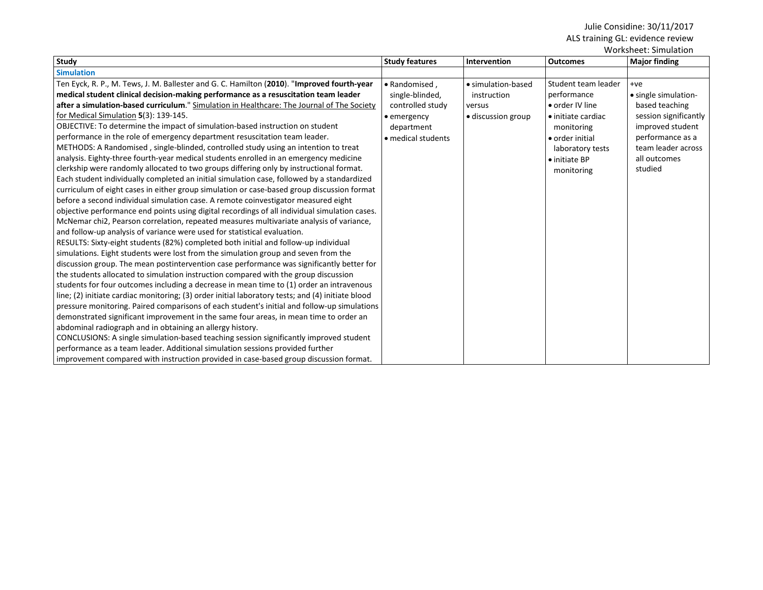| Study | Study features | Intervention | Outcomes | Major finding |
|---|---|---|---|---|
| **Simulation** | | | | |
| Ten Eyck, R. P., M. Tews, J. M. Ballester and G. C. Hamilton (**2010**). "**Improved fourth-year medical student clinical decision-making performance as a resuscitation team leader after a simulation-based curriculum**." Simulation in Healthcare: The Journal of The Society for Medical Simulation **5**(3): 139-145. OBJECTIVE: To determine the impact of simulation-based instruction on student performance in the role of emergency department resuscitation team leader. METHODS: A Randomised , single-blinded, controlled study using an intention to treat analysis. Eighty-three fourth-year medical students enrolled in an emergency medicine clerkship were randomly allocated to two groups differing only by instructional format. Each student individually completed an initial simulation case, followed by a standardized curriculum of eight cases in either group simulation or case-based group discussion format before a second individual simulation case. A remote coinvestigator measured eight objective performance end points using digital recordings of all individual simulation cases. McNemar chi2, Pearson correlation, repeated measures multivariate analysis of variance, and follow-up analysis of variance were used for statistical evaluation. RESULTS: Sixty-eight students (82%) completed both initial and follow-up individual simulations. Eight students were lost from the simulation group and seven from the discussion group. The mean postintervention case performance was significantly better for the students allocated to simulation instruction compared with the group discussion students for four outcomes including a decrease in mean time to (1) order an intravenous line; (2) initiate cardiac monitoring; (3) order initial laboratory tests; and (4) initiate blood pressure monitoring. Paired comparisons of each student's initial and follow-up simulations demonstrated significant improvement in the same four areas, in mean time to order an abdominal radiograph and in obtaining an allergy history. CONCLUSIONS: A single simulation-based teaching session significantly improved student performance as a team leader. Additional simulation sessions provided further improvement compared with instruction provided in case-based group discussion format. | • Randomised , single-blinded, controlled study<br>• emergency department<br>• medical students | • simulation-based instruction<br>versus<br>• discussion group | Student team leader performance<br>• order IV line<br>• initiate cardiac monitoring<br>• order initial laboratory tests<br>• initiate BP monitoring | +ve<br>• single simulation-based teaching session significantly improved student performance as a team leader across all outcomes studied |